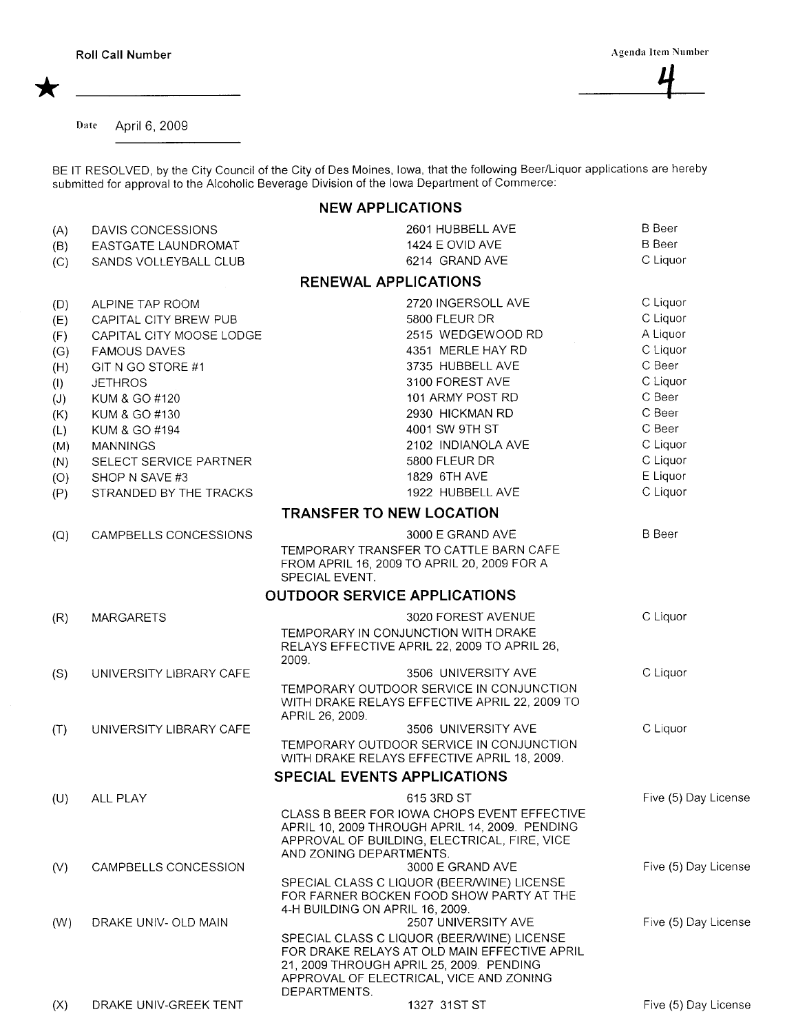Roll Call Number

★ ____________________

Agenda Item Number

4

Date April 6, 2009

BE IT RESOLVED, by the City Council of the City of Des Moines, Iowa, that the following Beer/Liquor applications are hereby submitted for approval to the Alcoholic Beverage Division of the Iowa Department of Commerce:

## NEW APPLICATIONS

| | | | |
|---|---|---|---|
| (A) | DAVIS CONCESSIONS | 2601 HUBBELL AVE | B Beer |
| (B) | EASTGATE LAUNDROMAT | 1424 E OVID AVE | B Beer |
| (C) | SANDS VOLLEYBALL CLUB | 6214 GRAND AVE | C Liquor |

## RENEWAL APPLICATIONS

| | | | |
|---|---|---|---|
| (D) | ALPINE TAP ROOM | 2720 INGERSOLL AVE | C Liquor |
| (E) | CAPITAL CITY BREW PUB | 5800 FLEUR DR | C Liquor |
| (F) | CAPITAL CITY MOOSE LODGE | 2515 WEDGEWOOD RD | A Liquor |
| (G) | FAMOUS DAVES | 4351 MERLE HAY RD | C Liquor |
| (H) | GIT N GO STORE #1 | 3735 HUBBELL AVE | C Beer |
| (I) | JETHROS | 3100 FOREST AVE | C Liquor |
| (J) | KUM & GO #120 | 101 ARMY POST RD | C Beer |
| (K) | KUM & GO #130 | 2930 HICKMAN RD | C Beer |
| (L) | KUM & GO #194 | 4001 SW 9TH ST | C Beer |
| (M) | MANNINGS | 2102 INDIANOLA AVE | C Liquor |
| (N) | SELECT SERVICE PARTNER | 5800 FLEUR DR | C Liquor |
| (O) | SHOP N SAVE #3 | 1829 6TH AVE | E Liquor |
| (P) | STRANDED BY THE TRACKS | 1922 HUBBELL AVE | C Liquor |

## TRANSFER TO NEW LOCATION

| | | | |
|---|---|---|---|
| (Q) | CAMPBELLS CONCESSIONS | 3000 E GRAND AVE<br>TEMPORARY TRANSFER TO CATTLE BARN CAFE FROM APRIL 16, 2009 TO APRIL 20, 2009 FOR A SPECIAL EVENT. | B Beer |

## OUTDOOR SERVICE APPLICATIONS

| | | | |
|---|---|---|---|
| (R) | MARGARETS | 3020 FOREST AVENUE<br>TEMPORARY IN CONJUNCTION WITH DRAKE RELAYS EFFECTIVE APRIL 22, 2009 TO APRIL 26, 2009. | C Liquor |
| (S) | UNIVERSITY LIBRARY CAFE | 3506 UNIVERSITY AVE<br>TEMPORARY OUTDOOR SERVICE IN CONJUNCTION WITH DRAKE RELAYS EFFECTIVE APRIL 22, 2009 TO APRIL 26, 2009. | C Liquor |
| (T) | UNIVERSITY LIBRARY CAFE | 3506 UNIVERSITY AVE<br>TEMPORARY OUTDOOR SERVICE IN CONJUNCTION WITH DRAKE RELAYS EFFECTIVE APRIL 18, 2009. | C Liquor |

## SPECIAL EVENTS APPLICATIONS

| | | | |
|---|---|---|---|
| (U) | ALL PLAY | 615 3RD ST<br>CLASS B BEER FOR IOWA CHOPS EVENT EFFECTIVE APRIL 10, 2009 THROUGH APRIL 14, 2009. PENDING APPROVAL OF BUILDING, ELECTRICAL, FIRE, VICE AND ZONING DEPARTMENTS. | Five (5) Day License |
| (V) | CAMPBELLS CONCESSION | 3000 E GRAND AVE<br>SPECIAL CLASS C LIQUOR (BEER/WINE) LICENSE FOR FARNER BOCKEN FOOD SHOW PARTY AT THE 4-H BUILDING ON APRIL 16, 2009. | Five (5) Day License |
| (W) | DRAKE UNIV- OLD MAIN | 2507 UNIVERSITY AVE<br>SPECIAL CLASS C LIQUOR (BEER/WINE) LICENSE FOR DRAKE RELAYS AT OLD MAIN EFFECTIVE APRIL 21, 2009 THROUGH APRIL 25, 2009. PENDING APPROVAL OF ELECTRICAL, VICE AND ZONING DEPARTMENTS. | Five (5) Day License |
| (X) | DRAKE UNIV-GREEK TENT | 1327 31ST ST | Five (5) Day License |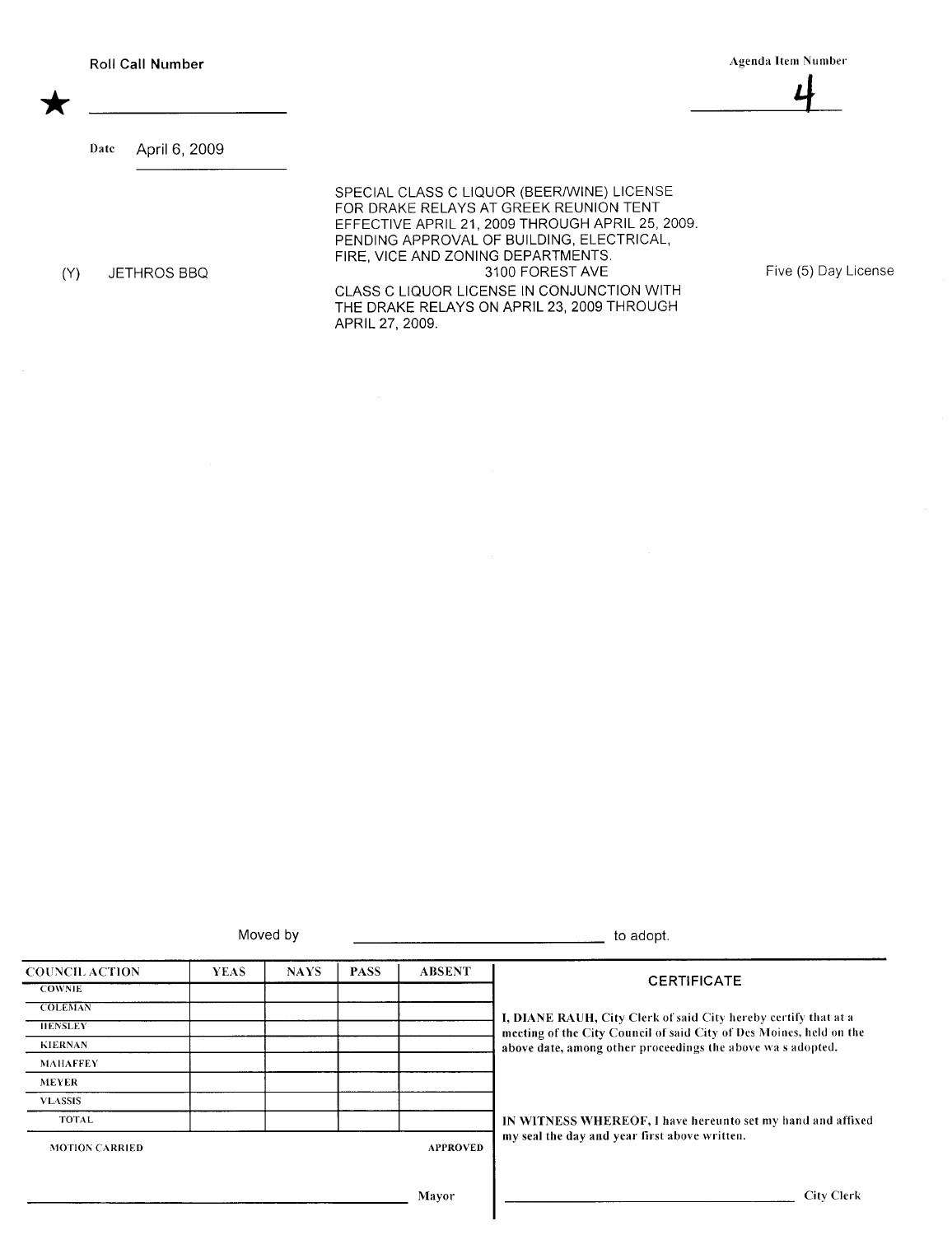Roll Call Number

★ \_\_\_\_\_\_\_\_\_\_\_\_\_\_\_\_\_\_\_\_

Agenda Item Number

4

Date April 6, 2009

SPECIAL CLASS C LIQUOR (BEER/WINE) LICENSE FOR DRAKE RELAYS AT GREEK REUNION TENT EFFECTIVE APRIL 21, 2009 THROUGH APRIL 25, 2009. PENDING APPROVAL OF BUILDING, ELECTRICAL, FIRE, VICE AND ZONING DEPARTMENTS.

(Y) JETHROS BBQ — 3100 FOREST AVE — Five (5) Day License

CLASS C LIQUOR LICENSE IN CONJUNCTION WITH THE DRAKE RELAYS ON APRIL 23, 2009 THROUGH APRIL 27, 2009.

Moved by \_\_\_\_\_\_\_\_\_\_\_\_\_\_\_\_\_\_\_\_ to adopt.

| COUNCIL ACTION | YEAS | NAYS | PASS | ABSENT |
|---|---|---|---|---|
| COWNIE | | | | |
| COLEMAN | | | | |
| HENSLEY | | | | |
| KIERNAN | | | | |
| MAHAFFEY | | | | |
| MEYER | | | | |
| VLASSIS | | | | |
| TOTAL | | | | |

MOTION CARRIED APPROVED

\_\_\_\_\_\_\_\_\_\_\_\_\_\_\_\_\_\_\_\_ Mayor

## CERTIFICATE

I, DIANE RAUH, City Clerk of said City hereby certify that at a meeting of the City Council of said City of Des Moines, held on the above date, among other proceedings the above wa s adopted.

IN WITNESS WHEREOF, I have hereunto set my hand and affixed my seal the day and year first above written.

\_\_\_\_\_\_\_\_\_\_\_\_\_\_\_\_\_\_\_\_ City Clerk